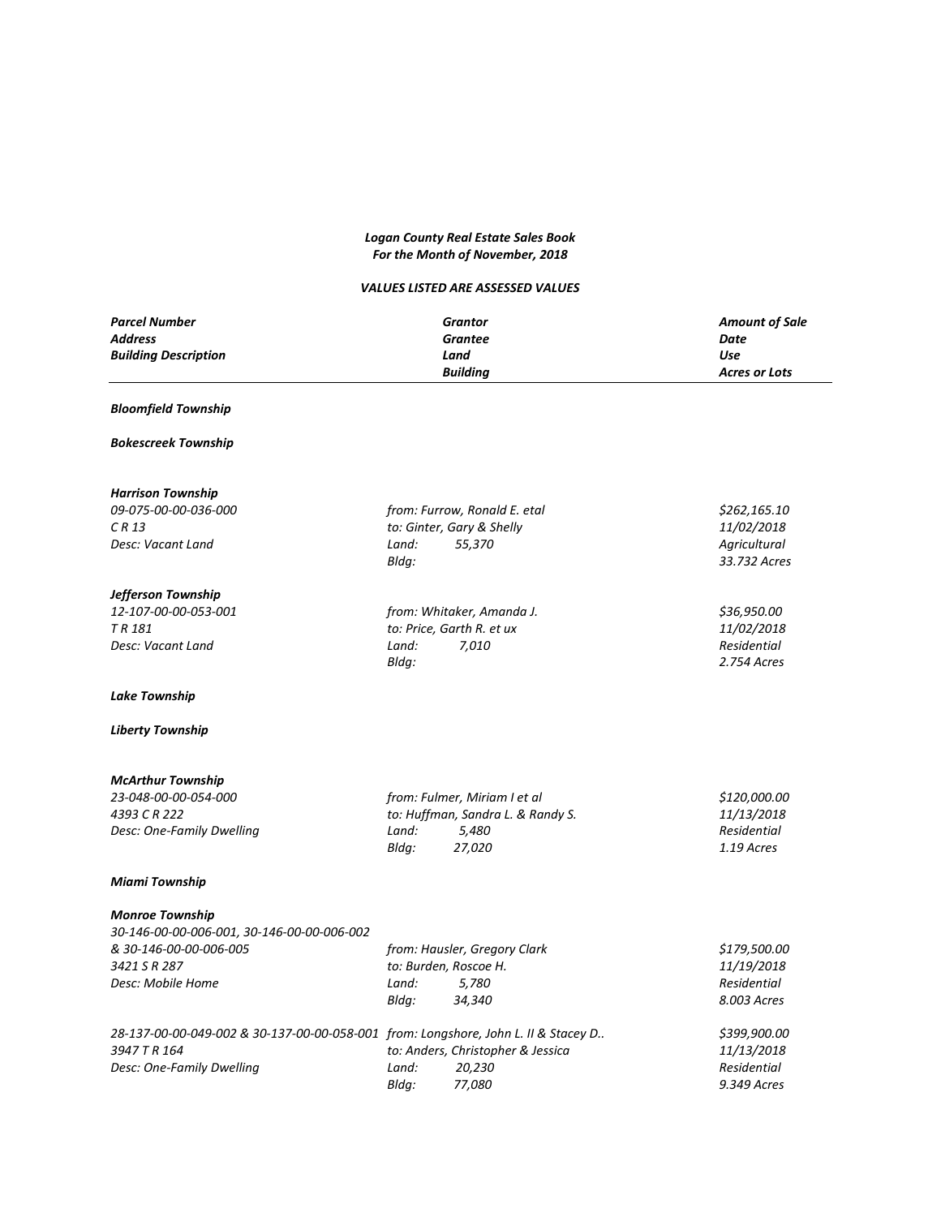***Logan County Real Estate Sales Book***
***For the Month of November, 2018***

***VALUES LISTED ARE ASSESSED VALUES***

| *Parcel Number*<br>*Address*<br>*Building Description* | *Grantor*<br>*Grantee*<br>*Land*<br>*Building* | *Amount of Sale*<br>*Date*<br>*Use*<br>*Acres or Lots* |
|---|---|---|
| ***Bloomfield Township*** | | |
| ***Bokescreek Township*** | | |
| ***Harrison Township*** | | |
| *09-075-00-00-036-000*<br>*C R 13*<br>*Desc: Vacant Land* | *from: Furrow, Ronald E. etal*<br>*to: Ginter, Gary & Shelly*<br>*Land: 55,370*<br>*Bldg:* | *$262,165.10*<br>*11/02/2018*<br>*Agricultural*<br>*33.732 Acres* |
| ***Jefferson Township*** | | |
| *12-107-00-00-053-001*<br>*T R 181*<br>*Desc: Vacant Land* | *from: Whitaker, Amanda J.*<br>*to: Price, Garth R. et ux*<br>*Land: 7,010*<br>*Bldg:* | *$36,950.00*<br>*11/02/2018*<br>*Residential*<br>*2.754 Acres* |
| ***Lake Township*** | | |
| ***Liberty Township*** | | |
| ***McArthur Township*** | | |
| *23-048-00-00-054-000*<br>*4393 C R 222*<br>*Desc: One-Family Dwelling* | *from: Fulmer, Miriam I et al*<br>*to: Huffman, Sandra L. & Randy S.*<br>*Land: 5,480*<br>*Bldg: 27,020* | *$120,000.00*<br>*11/13/2018*<br>*Residential*<br>*1.19 Acres* |
| ***Miami Township*** | | |
| ***Monroe Township*** | | |
| *30-146-00-00-006-001, 30-146-00-00-006-002 & 30-146-00-00-006-005*<br>*3421 S R 287*<br>*Desc: Mobile Home* | *from: Hausler, Gregory Clark*<br>*to: Burden, Roscoe H.*<br>*Land: 5,780*<br>*Bldg: 34,340* | *$179,500.00*<br>*11/19/2018*<br>*Residential*<br>*8.003 Acres* |
| *28-137-00-00-049-002 & 30-137-00-00-058-001*<br>*3947 T R 164*<br>*Desc: One-Family Dwelling* | *from: Longshore, John L. II & Stacey D..*<br>*to: Anders, Christopher & Jessica*<br>*Land: 20,230*<br>*Bldg: 77,080* | *$399,900.00*<br>*11/13/2018*<br>*Residential*<br>*9.349 Acres* |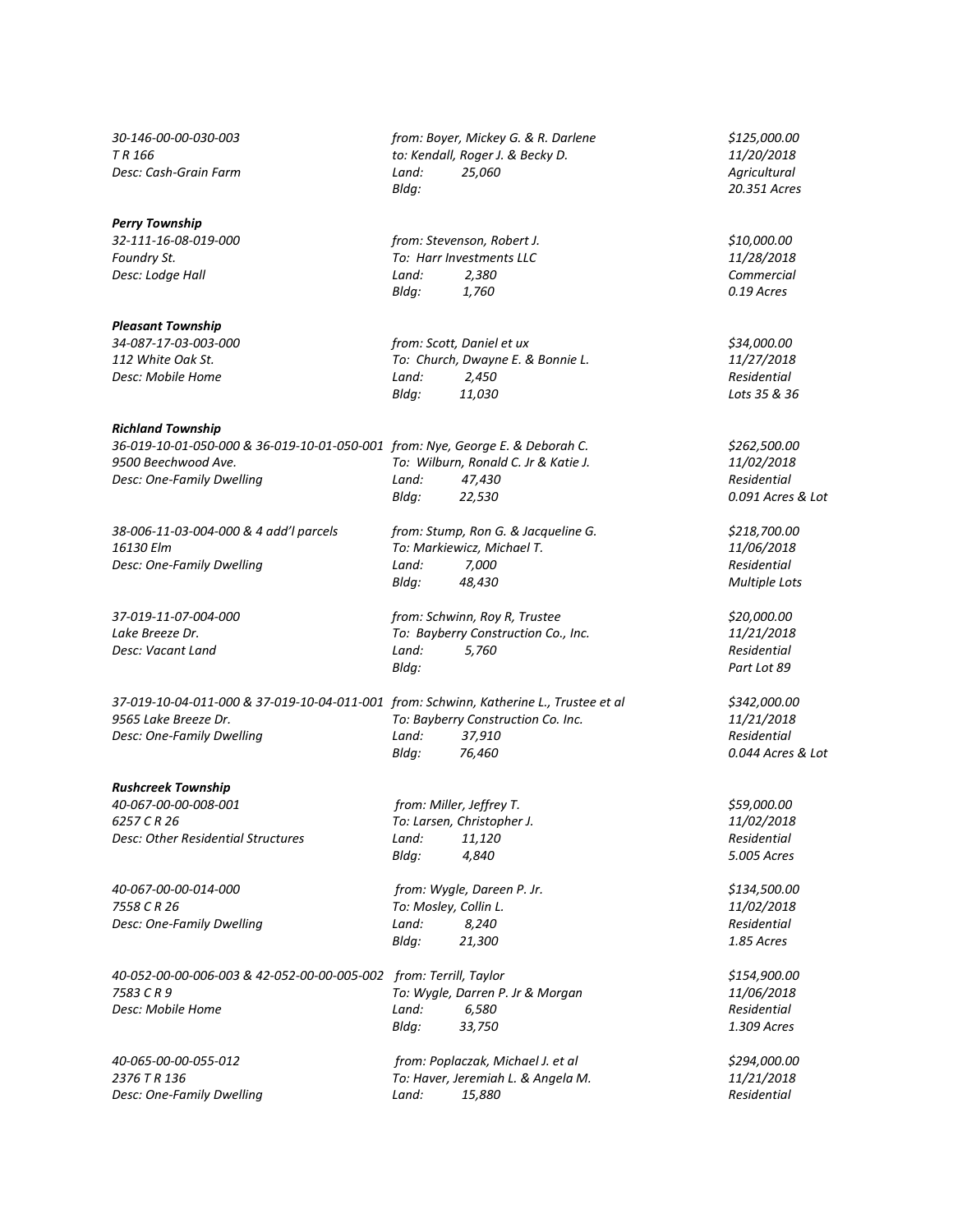*30-146-00-00-030-003* | *from: Boyer, Mickey G. & R. Darlene* | *$125,000.00*
*T R 166* | *to: Kendall, Roger J. & Becky D.* | *11/20/2018*
*Desc: Cash-Grain Farm* | *Land: 25,060* | *Agricultural*
*Bldg:* | *20.351 Acres*

***Perry Township***

*32-111-16-08-019-000* | *from: Stevenson, Robert J.* | *$10,000.00*
*Foundry St.* | *To: Harr Investments LLC* | *11/28/2018*
*Desc: Lodge Hall* | *Land: 2,380* | *Commercial*
*Bldg: 1,760* | *0.19 Acres*

***Pleasant Township***

*34-087-17-03-003-000* | *from: Scott, Daniel et ux* | *$34,000.00*
*112 White Oak St.* | *To: Church, Dwayne E. & Bonnie L.* | *11/27/2018*
*Desc: Mobile Home* | *Land: 2,450* | *Residential*
*Bldg: 11,030* | *Lots 35 & 36*

***Richland Township***

*36-019-10-01-050-000 & 36-019-10-01-050-001* | *from: Nye, George E. & Deborah C.* | *$262,500.00*
*9500 Beechwood Ave.* | *To: Wilburn, Ronald C. Jr & Katie J.* | *11/02/2018*
*Desc: One-Family Dwelling* | *Land: 47,430* | *Residential*
*Bldg: 22,530* | *0.091 Acres & Lot*

*38-006-11-03-004-000 & 4 add'l parcels* | *from: Stump, Ron G. & Jacqueline G.* | *$218,700.00*
*16130 Elm* | *To: Markiewicz, Michael T.* | *11/06/2018*
*Desc: One-Family Dwelling* | *Land: 7,000* | *Residential*
*Bldg: 48,430* | *Multiple Lots*

*37-019-11-07-004-000* | *from: Schwinn, Roy R, Trustee* | *$20,000.00*
*Lake Breeze Dr.* | *To: Bayberry Construction Co., Inc.* | *11/21/2018*
*Desc: Vacant Land* | *Land: 5,760* | *Residential*
*Bldg:* | *Part Lot 89*

*37-019-10-04-011-000 & 37-019-10-04-011-001* | *from: Schwinn, Katherine L., Trustee et al* | *$342,000.00*
*9565 Lake Breeze Dr.* | *To: Bayberry Construction Co. Inc.* | *11/21/2018*
*Desc: One-Family Dwelling* | *Land: 37,910* | *Residential*
*Bldg: 76,460* | *0.044 Acres & Lot*

***Rushcreek Township***

*40-067-00-00-008-001* | *from: Miller, Jeffrey T.* | *$59,000.00*
*6257 C R 26* | *To: Larsen, Christopher J.* | *11/02/2018*
*Desc: Other Residential Structures* | *Land: 11,120* | *Residential*
*Bldg: 4,840* | *5.005 Acres*

*40-067-00-00-014-000* | *from: Wygle, Dareen P. Jr.* | *$134,500.00*
*7558 C R 26* | *To: Mosley, Collin L.* | *11/02/2018*
*Desc: One-Family Dwelling* | *Land: 8,240* | *Residential*
*Bldg: 21,300* | *1.85 Acres*

*40-052-00-00-006-003 & 42-052-00-00-005-002* | *from: Terrill, Taylor* | *$154,900.00*
*7583 C R 9* | *To: Wygle, Darren P. Jr & Morgan* | *11/06/2018*
*Desc: Mobile Home* | *Land: 6,580* | *Residential*
*Bldg: 33,750* | *1.309 Acres*

*40-065-00-00-055-012* | *from: Poplaczak, Michael J. et al* | *$294,000.00*
*2376 T R 136* | *To: Haver, Jeremiah L. & Angela M.* | *11/21/2018*
*Desc: One-Family Dwelling* | *Land: 15,880* | *Residential*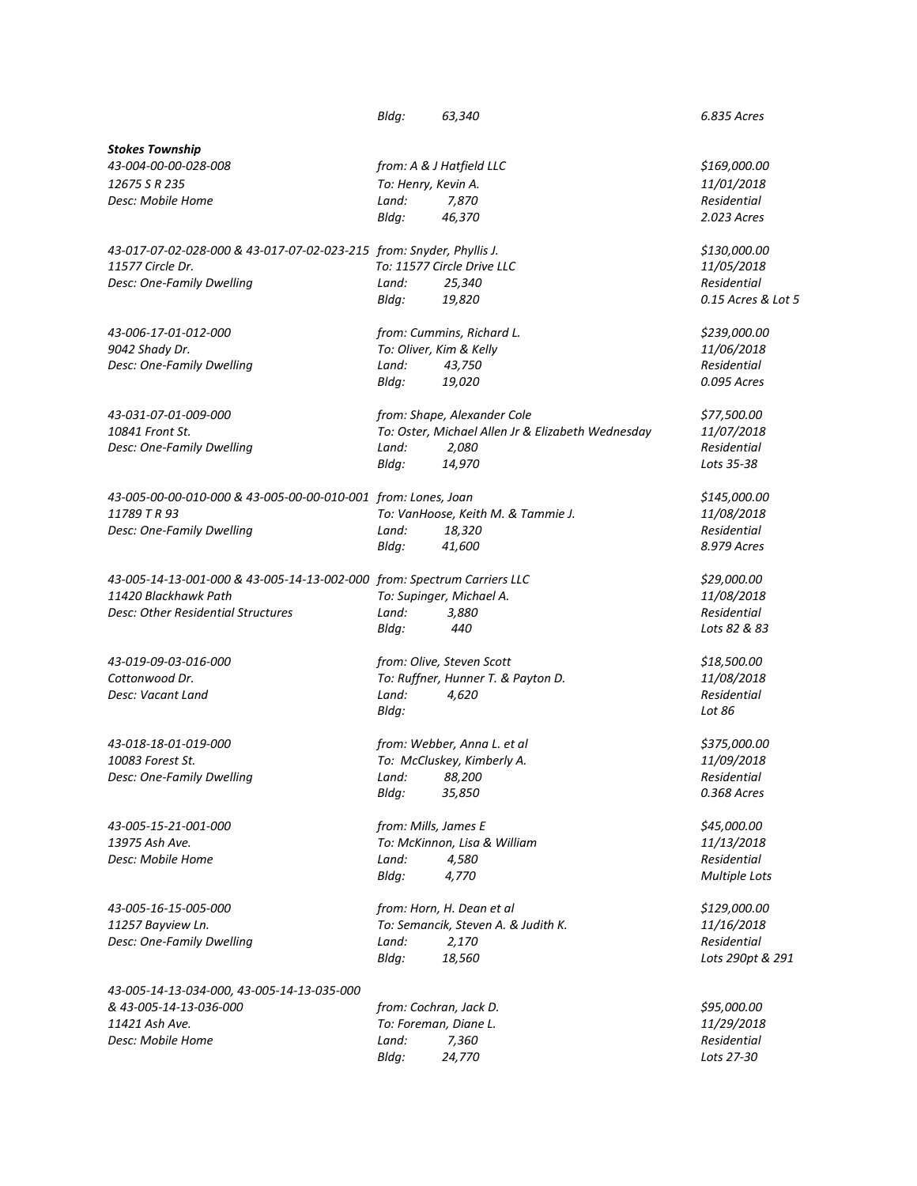| | Bldg: 63,340 | 6.835 Acres |
|---|---|---|

***Stokes Township***

*43-004-00-00-028-008* | *from: A & J Hatfield LLC* | *$169,000.00*
*12675 S R 235* | *To: Henry, Kevin A.* | *11/01/2018*
*Desc: Mobile Home* | *Land: 7,870* | *Residential*
| *Bldg: 46,370* | *2.023 Acres*

*43-017-07-02-028-000 & 43-017-07-02-023-215* | *from: Snyder, Phyllis J.* | *$130,000.00*
*11577 Circle Dr.* | *To: 11577 Circle Drive LLC* | *11/05/2018*
*Desc: One-Family Dwelling* | *Land: 25,340* | *Residential*
| *Bldg: 19,820* | *0.15 Acres & Lot 5*

*43-006-17-01-012-000* | *from: Cummins, Richard L.* | *$239,000.00*
*9042 Shady Dr.* | *To: Oliver, Kim & Kelly* | *11/06/2018*
*Desc: One-Family Dwelling* | *Land: 43,750* | *Residential*
| *Bldg: 19,020* | *0.095 Acres*

*43-031-07-01-009-000* | *from: Shape, Alexander Cole* | *$77,500.00*
*10841 Front St.* | *To: Oster, Michael Allen Jr & Elizabeth Wednesday* | *11/07/2018*
*Desc: One-Family Dwelling* | *Land: 2,080* | *Residential*
| *Bldg: 14,970* | *Lots 35-38*

*43-005-00-00-010-000 & 43-005-00-00-010-001* | *from: Lones, Joan* | *$145,000.00*
*11789 T R 93* | *To: VanHoose, Keith M. & Tammie J.* | *11/08/2018*
*Desc: One-Family Dwelling* | *Land: 18,320* | *Residential*
| *Bldg: 41,600* | *8.979 Acres*

*43-005-14-13-001-000 & 43-005-14-13-002-000* | *from: Spectrum Carriers LLC* | *$29,000.00*
*11420 Blackhawk Path* | *To: Supinger, Michael A.* | *11/08/2018*
*Desc: Other Residential Structures* | *Land: 3,880* | *Residential*
| *Bldg: 440* | *Lots 82 & 83*

*43-019-09-03-016-000* | *from: Olive, Steven Scott* | *$18,500.00*
*Cottonwood Dr.* | *To: Ruffner, Hunner T. & Payton D.* | *11/08/2018*
*Desc: Vacant Land* | *Land: 4,620* | *Residential*
| *Bldg:* | *Lot 86*

*43-018-18-01-019-000* | *from: Webber, Anna L. et al* | *$375,000.00*
*10083 Forest St.* | *To: McCluskey, Kimberly A.* | *11/09/2018*
*Desc: One-Family Dwelling* | *Land: 88,200* | *Residential*
| *Bldg: 35,850* | *0.368 Acres*

*43-005-15-21-001-000* | *from: Mills, James E* | *$45,000.00*
*13975 Ash Ave.* | *To: McKinnon, Lisa & William* | *11/13/2018*
*Desc: Mobile Home* | *Land: 4,580* | *Residential*
| *Bldg: 4,770* | *Multiple Lots*

*43-005-16-15-005-000* | *from: Horn, H. Dean et al* | *$129,000.00*
*11257 Bayview Ln.* | *To: Semancik, Steven A. & Judith K.* | *11/16/2018*
*Desc: One-Family Dwelling* | *Land: 2,170* | *Residential*
| *Bldg: 18,560* | *Lots 290pt & 291*

*43-005-14-13-034-000, 43-005-14-13-035-000*
*& 43-005-14-13-036-000* | *from: Cochran, Jack D.* | *$95,000.00*
*11421 Ash Ave.* | *To: Foreman, Diane L.* | *11/29/2018*
*Desc: Mobile Home* | *Land: 7,360* | *Residential*
| *Bldg: 24,770* | *Lots 27-30*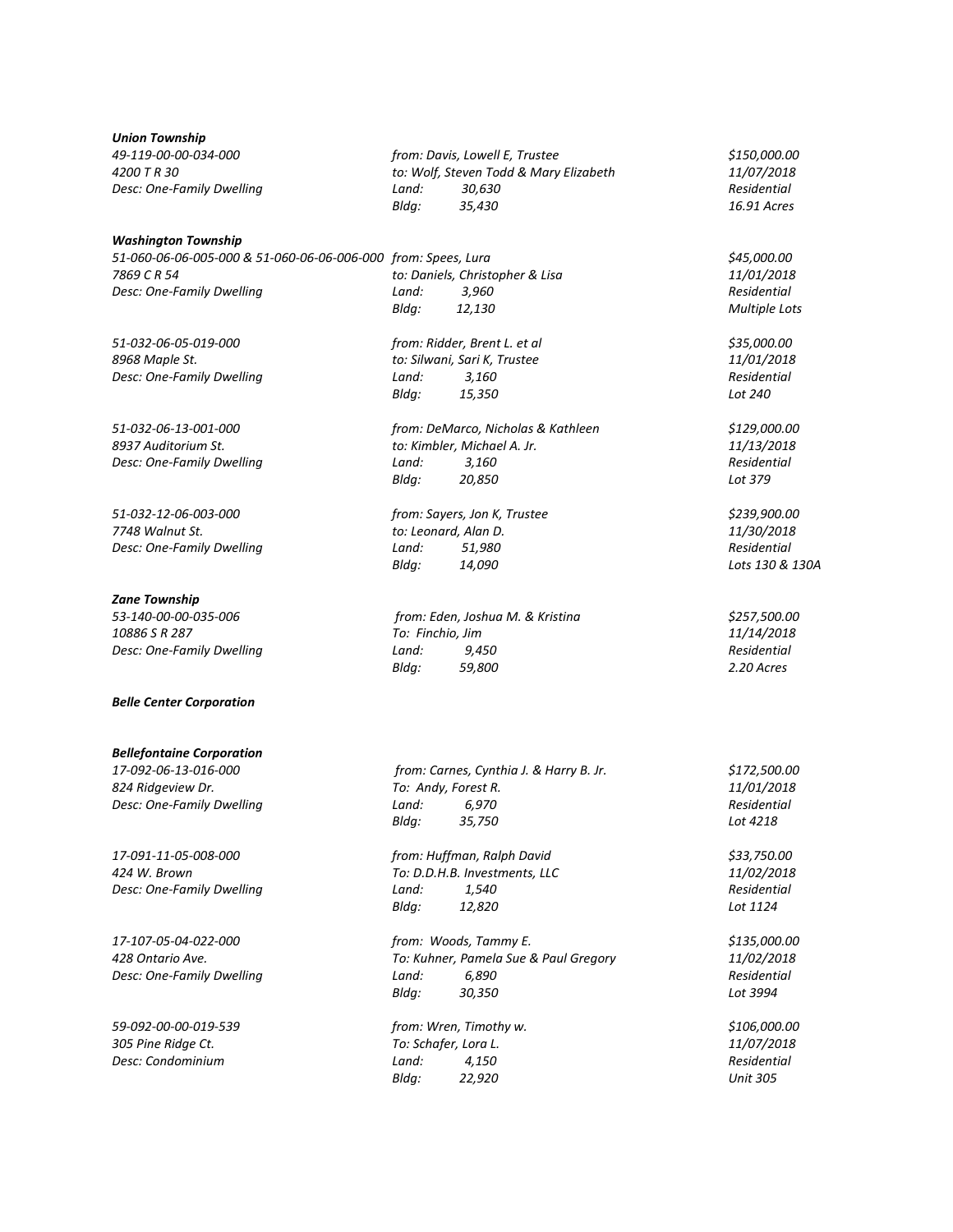***Union Township***

| | | |
|---|---|---|
| *49-119-00-00-034-000* | *from: Davis, Lowell E, Trustee* | *$150,000.00* |
| *4200 T R 30* | *to: Wolf, Steven Todd & Mary Elizabeth* | *11/07/2018* |
| *Desc: One-Family Dwelling* | *Land: 30,630* | *Residential* |
| | *Bldg: 35,430* | *16.91 Acres* |

***Washington Township***

| | | |
|---|---|---|
| *51-060-06-06-005-000 & 51-060-06-06-006-000* | *from: Spees, Lura* | *$45,000.00* |
| *7869 C R 54* | *to: Daniels, Christopher & Lisa* | *11/01/2018* |
| *Desc: One-Family Dwelling* | *Land: 3,960* | *Residential* |
| | *Bldg: 12,130* | *Multiple Lots* |
| *51-032-06-05-019-000* | *from: Ridder, Brent L. et al* | *$35,000.00* |
| *8968 Maple St.* | *to: Silwani, Sari K, Trustee* | *11/01/2018* |
| *Desc: One-Family Dwelling* | *Land: 3,160* | *Residential* |
| | *Bldg: 15,350* | *Lot 240* |
| *51-032-06-13-001-000* | *from: DeMarco, Nicholas & Kathleen* | *$129,000.00* |
| *8937 Auditorium St.* | *to: Kimbler, Michael A. Jr.* | *11/13/2018* |
| *Desc: One-Family Dwelling* | *Land: 3,160* | *Residential* |
| | *Bldg: 20,850* | *Lot 379* |
| *51-032-12-06-003-000* | *from: Sayers, Jon K, Trustee* | *$239,900.00* |
| *7748 Walnut St.* | *to: Leonard, Alan D.* | *11/30/2018* |
| *Desc: One-Family Dwelling* | *Land: 51,980* | *Residential* |
| | *Bldg: 14,090* | *Lots 130 & 130A* |

***Zane Township***

| | | |
|---|---|---|
| *53-140-00-00-035-006* | *from: Eden, Joshua M. & Kristina* | *$257,500.00* |
| *10886 S R 287* | *To: Finchio, Jim* | *11/14/2018* |
| *Desc: One-Family Dwelling* | *Land: 9,450* | *Residential* |
| | *Bldg: 59,800* | *2.20 Acres* |

***Belle Center Corporation***

***Bellefontaine Corporation***

| | | |
|---|---|---|
| *17-092-06-13-016-000* | *from: Carnes, Cynthia J. & Harry B. Jr.* | *$172,500.00* |
| *824 Ridgeview Dr.* | *To: Andy, Forest R.* | *11/01/2018* |
| *Desc: One-Family Dwelling* | *Land: 6,970* | *Residential* |
| | *Bldg: 35,750* | *Lot 4218* |
| *17-091-11-05-008-000* | *from: Huffman, Ralph David* | *$33,750.00* |
| *424 W. Brown* | *To: D.D.H.B. Investments, LLC* | *11/02/2018* |
| *Desc: One-Family Dwelling* | *Land: 1,540* | *Residential* |
| | *Bldg: 12,820* | *Lot 1124* |
| *17-107-05-04-022-000* | *from: Woods, Tammy E.* | *$135,000.00* |
| *428 Ontario Ave.* | *To: Kuhner, Pamela Sue & Paul Gregory* | *11/02/2018* |
| *Desc: One-Family Dwelling* | *Land: 6,890* | *Residential* |
| | *Bldg: 30,350* | *Lot 3994* |
| *59-092-00-00-019-539* | *from: Wren, Timothy w.* | *$106,000.00* |
| *305 Pine Ridge Ct.* | *To: Schafer, Lora L.* | *11/07/2018* |
| *Desc: Condominium* | *Land: 4,150* | *Residential* |
| | *Bldg: 22,920* | *Unit 305* |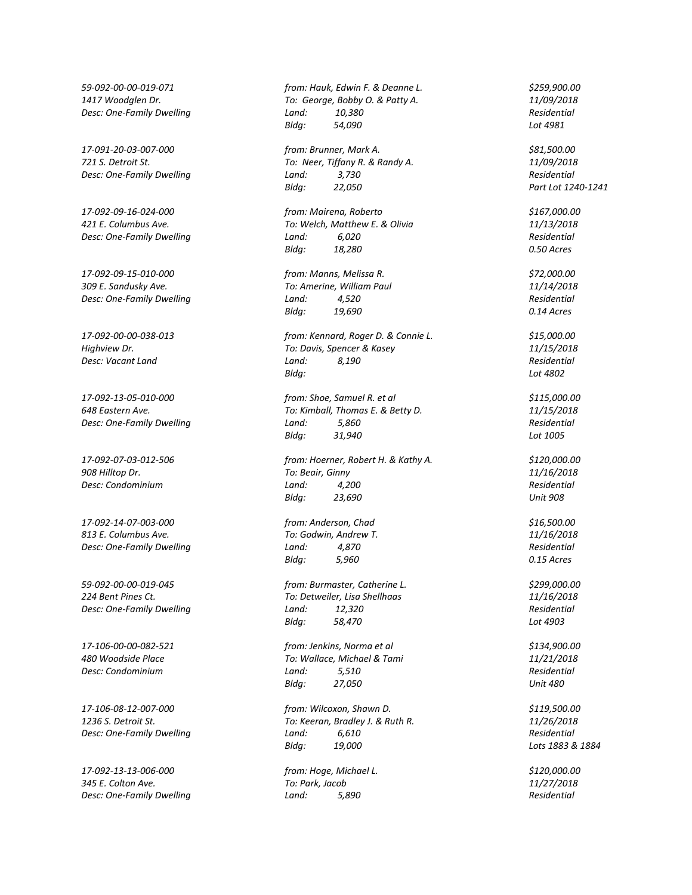*59-092-00-00-019-071*
*1417 Woodglen Dr.*
*Desc: One-Family Dwelling*

*from: Hauk, Edwin F. & Deanne L.*
*To: George, Bobby O. & Patty A.*
*Land: 10,380*
*Bldg: 54,090*

*$259,900.00*
*11/09/2018*
*Residential*
*Lot 4981*

*17-091-20-03-007-000*
*721 S. Detroit St.*
*Desc: One-Family Dwelling*

*from: Brunner, Mark A.*
*To: Neer, Tiffany R. & Randy A.*
*Land: 3,730*
*Bldg: 22,050*

*$81,500.00*
*11/09/2018*
*Residential*
*Part Lot 1240-1241*

*17-092-09-16-024-000*
*421 E. Columbus Ave.*
*Desc: One-Family Dwelling*

*from: Mairena, Roberto*
*To: Welch, Matthew E. & Olivia*
*Land: 6,020*
*Bldg: 18,280*

*$167,000.00*
*11/13/2018*
*Residential*
*0.50 Acres*

*17-092-09-15-010-000*
*309 E. Sandusky Ave.*
*Desc: One-Family Dwelling*

*from: Manns, Melissa R.*
*To: Amerine, William Paul*
*Land: 4,520*
*Bldg: 19,690*

*$72,000.00*
*11/14/2018*
*Residential*
*0.14 Acres*

*17-092-00-00-038-013*
*Highview Dr.*
*Desc: Vacant Land*

*from: Kennard, Roger D. & Connie L.*
*To: Davis, Spencer & Kasey*
*Land: 8,190*
*Bldg:*

*$15,000.00*
*11/15/2018*
*Residential*
*Lot 4802*

*17-092-13-05-010-000*
*648 Eastern Ave.*
*Desc: One-Family Dwelling*

*from: Shoe, Samuel R. et al*
*To: Kimball, Thomas E. & Betty D.*
*Land: 5,860*
*Bldg: 31,940*

*$115,000.00*
*11/15/2018*
*Residential*
*Lot 1005*

*17-092-07-03-012-506*
*908 Hilltop Dr.*
*Desc: Condominium*

*from: Hoerner, Robert H. & Kathy A.*
*To: Beair, Ginny*
*Land: 4,200*
*Bldg: 23,690*

*$120,000.00*
*11/16/2018*
*Residential*
*Unit 908*

*17-092-14-07-003-000*
*813 E. Columbus Ave.*
*Desc: One-Family Dwelling*

*from: Anderson, Chad*
*To: Godwin, Andrew T.*
*Land: 4,870*
*Bldg: 5,960*

*$16,500.00*
*11/16/2018*
*Residential*
*0.15 Acres*

*59-092-00-00-019-045*
*224 Bent Pines Ct.*
*Desc: One-Family Dwelling*

*from: Burmaster, Catherine L.*
*To: Detweiler, Lisa Shellhaas*
*Land: 12,320*
*Bldg: 58,470*

*$299,000.00*
*11/16/2018*
*Residential*
*Lot 4903*

*17-106-00-00-082-521*
*480 Woodside Place*
*Desc: Condominium*

*from: Jenkins, Norma et al*
*To: Wallace, Michael & Tami*
*Land: 5,510*
*Bldg: 27,050*

*$134,900.00*
*11/21/2018*
*Residential*
*Unit 480*

*17-106-08-12-007-000*
*1236 S. Detroit St.*
*Desc: One-Family Dwelling*

*from: Wilcoxon, Shawn D.*
*To: Keeran, Bradley J. & Ruth R.*
*Land: 6,610*
*Bldg: 19,000*

*$119,500.00*
*11/26/2018*
*Residential*
*Lots 1883 & 1884*

*17-092-13-13-006-000*
*345 E. Colton Ave.*
*Desc: One-Family Dwelling*

*from: Hoge, Michael L.*
*To: Park, Jacob*
*Land: 5,890*

*$120,000.00*
*11/27/2018*
*Residential*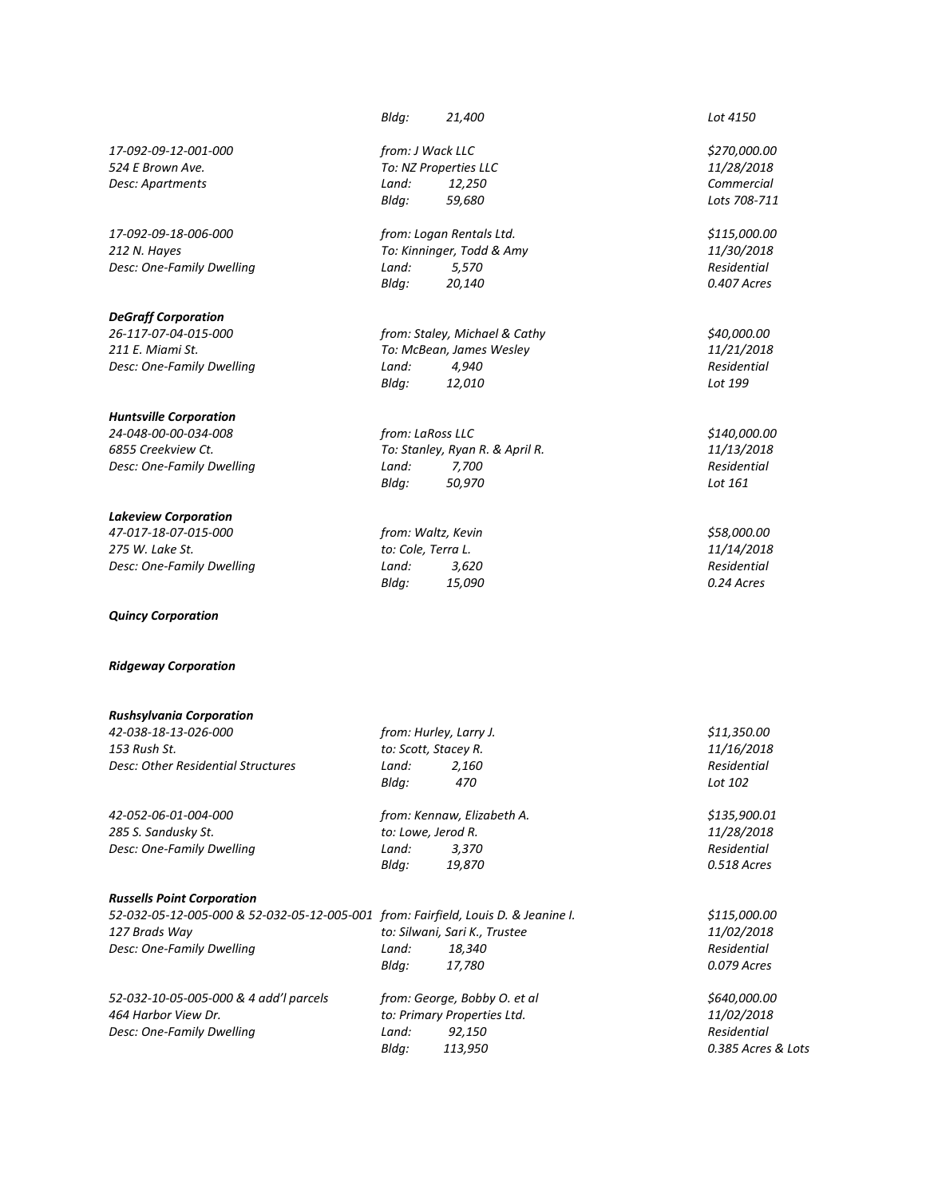*Bldg: 21,400* — *Lot 4150*

*17-092-09-12-001-000*
*524 E Brown Ave.*
*Desc: Apartments*
*from: J Wack LLC*
*To: NZ Properties LLC*
*Land: 12,250*
*Bldg: 59,680*
*$270,000.00*
*11/28/2018*
*Commercial*
*Lots 708-711*

*17-092-09-18-006-000*
*212 N. Hayes*
*Desc: One-Family Dwelling*
*from: Logan Rentals Ltd.*
*To: Kinninger, Todd & Amy*
*Land: 5,570*
*Bldg: 20,140*
*$115,000.00*
*11/30/2018*
*Residential*
*0.407 Acres*

***DeGraff Corporation***

*26-117-07-04-015-000*
*211 E. Miami St.*
*Desc: One-Family Dwelling*
*from: Staley, Michael & Cathy*
*To: McBean, James Wesley*
*Land: 4,940*
*Bldg: 12,010*
*$40,000.00*
*11/21/2018*
*Residential*
*Lot 199*

***Huntsville Corporation***

*24-048-00-00-034-008*
*6855 Creekview Ct.*
*Desc: One-Family Dwelling*
*from: LaRoss LLC*
*To: Stanley, Ryan R. & April R.*
*Land: 7,700*
*Bldg: 50,970*
*$140,000.00*
*11/13/2018*
*Residential*
*Lot 161*

***Lakeview Corporation***

*47-017-18-07-015-000*
*275 W. Lake St.*
*Desc: One-Family Dwelling*
*from: Waltz, Kevin*
*to: Cole, Terra L.*
*Land: 3,620*
*Bldg: 15,090*
*$58,000.00*
*11/14/2018*
*Residential*
*0.24 Acres*

***Quincy Corporation***

***Ridgeway Corporation***

***Rushsylvania Corporation***

*42-038-18-13-026-000*
*153 Rush St.*
*Desc: Other Residential Structures*
*from: Hurley, Larry J.*
*to: Scott, Stacey R.*
*Land: 2,160*
*Bldg: 470*
*$11,350.00*
*11/16/2018*
*Residential*
*Lot 102*

*42-052-06-01-004-000*
*285 S. Sandusky St.*
*Desc: One-Family Dwelling*
*from: Kennaw, Elizabeth A.*
*to: Lowe, Jerod R.*
*Land: 3,370*
*Bldg: 19,870*
*$135,900.01*
*11/28/2018*
*Residential*
*0.518 Acres*

***Russells Point Corporation***

*52-032-05-12-005-000 & 52-032-05-12-005-001*
*127 Brads Way*
*Desc: One-Family Dwelling*
*from: Fairfield, Louis D. & Jeanine I.*
*to: Silwani, Sari K., Trustee*
*Land: 18,340*
*Bldg: 17,780*
*$115,000.00*
*11/02/2018*
*Residential*
*0.079 Acres*

*52-032-10-05-005-000 & 4 add'l parcels*
*464 Harbor View Dr.*
*Desc: One-Family Dwelling*
*from: George, Bobby O. et al*
*to: Primary Properties Ltd.*
*Land: 92,150*
*Bldg: 113,950*
*$640,000.00*
*11/02/2018*
*Residential*
*0.385 Acres & Lots*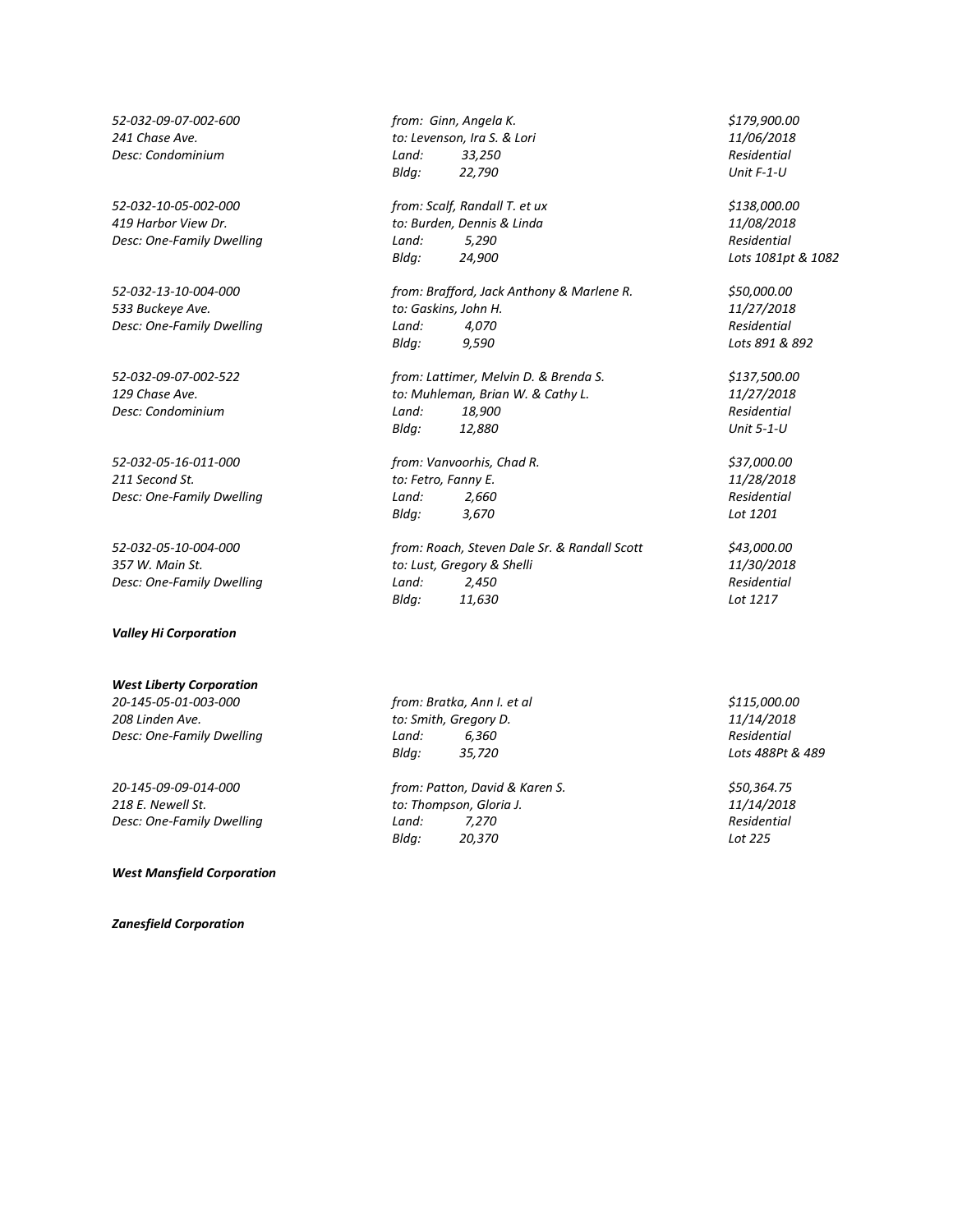*52-032-09-07-002-600* | *from: Ginn, Angela K.* | *$179,900.00*
*241 Chase Ave.* | *to: Levenson, Ira S. & Lori* | *11/06/2018*
*Desc: Condominium* | *Land: 33,250* | *Residential*
*Bldg: 22,790* | *Unit F-1-U*

*52-032-10-05-002-000* | *from: Scalf, Randall T. et ux* | *$138,000.00*
*419 Harbor View Dr.* | *to: Burden, Dennis & Linda* | *11/08/2018*
*Desc: One-Family Dwelling* | *Land: 5,290* | *Residential*
*Bldg: 24,900* | *Lots 1081pt & 1082*

*52-032-13-10-004-000* | *from: Brafford, Jack Anthony & Marlene R.* | *$50,000.00*
*533 Buckeye Ave.* | *to: Gaskins, John H.* | *11/27/2018*
*Desc: One-Family Dwelling* | *Land: 4,070* | *Residential*
*Bldg: 9,590* | *Lots 891 & 892*

*52-032-09-07-002-522* | *from: Lattimer, Melvin D. & Brenda S.* | *$137,500.00*
*129 Chase Ave.* | *to: Muhleman, Brian W. & Cathy L.* | *11/27/2018*
*Desc: Condominium* | *Land: 18,900* | *Residential*
*Bldg: 12,880* | *Unit 5-1-U*

*52-032-05-16-011-000* | *from: Vanvoorhis, Chad R.* | *$37,000.00*
*211 Second St.* | *to: Fetro, Fanny E.* | *11/28/2018*
*Desc: One-Family Dwelling* | *Land: 2,660* | *Residential*
*Bldg: 3,670* | *Lot 1201*

*52-032-05-10-004-000* | *from: Roach, Steven Dale Sr. & Randall Scott* | *$43,000.00*
*357 W. Main St.* | *to: Lust, Gregory & Shelli* | *11/30/2018*
*Desc: One-Family Dwelling* | *Land: 2,450* | *Residential*
*Bldg: 11,630* | *Lot 1217*

***Valley Hi Corporation***

***West Liberty Corporation***

*20-145-05-01-003-000* | *from: Bratka, Ann I. et al* | *$115,000.00*
*208 Linden Ave.* | *to: Smith, Gregory D.* | *11/14/2018*
*Desc: One-Family Dwelling* | *Land: 6,360* | *Residential*
*Bldg: 35,720* | *Lots 488Pt & 489*

*20-145-09-09-014-000* | *from: Patton, David & Karen S.* | *$50,364.75*
*218 E. Newell St.* | *to: Thompson, Gloria J.* | *11/14/2018*
*Desc: One-Family Dwelling* | *Land: 7,270* | *Residential*
*Bldg: 20,370* | *Lot 225*

***West Mansfield Corporation***

***Zanesfield Corporation***